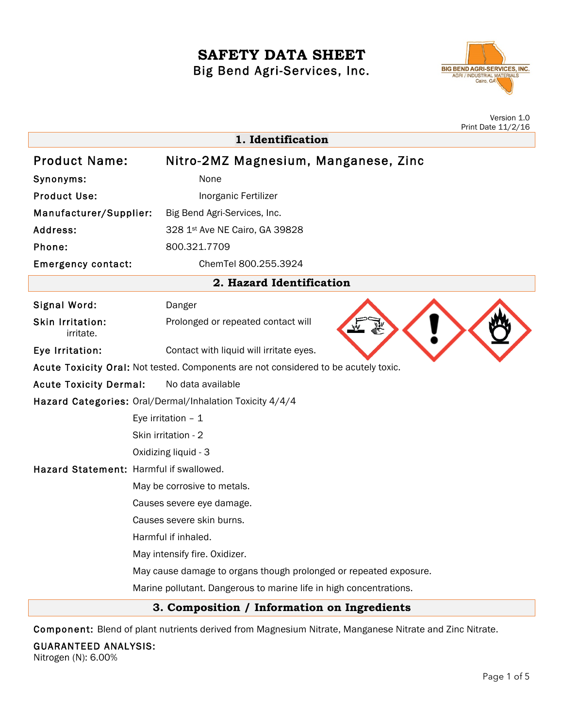# SAFETY DATA SHEET

Big Bend Agri-Services, Inc.

BIG BEND AGRI-SERVICES, INC.
AGRI / INDUSTRIAL MATERIALS
Cairo, GA

Version 1.0
Print Date 11/2/16

## 1. Identification

**Product Name:** Nitro-2MZ Magnesium, Manganese, Zinc

**Synonyms:** None

**Product Use:** Inorganic Fertilizer

**Manufacturer/Supplier:** Big Bend Agri-Services, Inc.

**Address:** 328 1st Ave NE Cairo, GA 39828

**Phone:** 800.321.7709

**Emergency contact:** ChemTel 800.255.3924

## 2. Hazard Identification

**Signal Word:** Danger

**Skin Irritation:** Prolonged or repeated contact will irritate.

**Eye Irritation:** Contact with liquid will irritate eyes.

**Acute Toxicity Oral:** Not tested. Components are not considered to be acutely toxic.

**Acute Toxicity Dermal:** No data available

**Hazard Categories:** Oral/Dermal/Inhalation Toxicity 4/4/4

Eye irritation – 1

Skin irritation - 2

Oxidizing liquid - 3

**Hazard Statement:** Harmful if swallowed.

May be corrosive to metals.

Causes severe eye damage.

Causes severe skin burns.

Harmful if inhaled.

May intensify fire. Oxidizer.

May cause damage to organs though prolonged or repeated exposure.

Marine pollutant. Dangerous to marine life in high concentrations.

## 3. Composition / Information on Ingredients

**Component:** Blend of plant nutrients derived from Magnesium Nitrate, Manganese Nitrate and Zinc Nitrate.

**GUARANTEED ANALYSIS:**

Nitrogen (N): 6.00%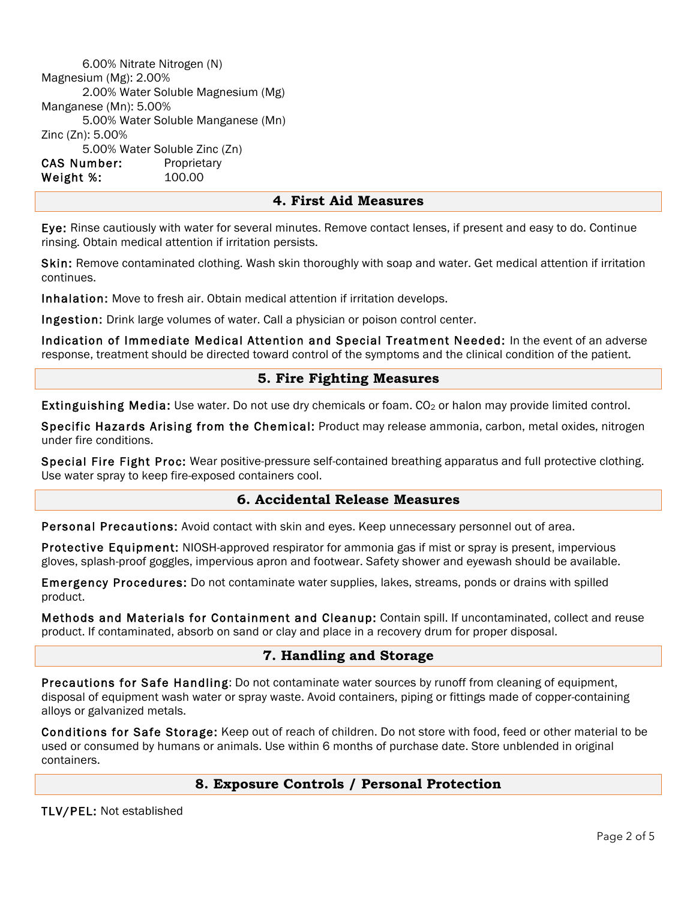6.00% Nitrate Nitrogen (N)

Magnesium (Mg): 2.00%

2.00% Water Soluble Magnesium (Mg)

Manganese (Mn): 5.00%

5.00% Water Soluble Manganese (Mn)

Zinc (Zn): 5.00%

5.00% Water Soluble Zinc (Zn)

**CAS Number:** Proprietary

**Weight %:** 100.00

## 4. First Aid Measures

**Eye:** Rinse cautiously with water for several minutes. Remove contact lenses, if present and easy to do. Continue rinsing. Obtain medical attention if irritation persists.

**Skin:** Remove contaminated clothing. Wash skin thoroughly with soap and water. Get medical attention if irritation continues.

**Inhalation:** Move to fresh air. Obtain medical attention if irritation develops.

**Ingestion:** Drink large volumes of water. Call a physician or poison control center.

**Indication of Immediate Medical Attention and Special Treatment Needed:** In the event of an adverse response, treatment should be directed toward control of the symptoms and the clinical condition of the patient.

## 5. Fire Fighting Measures

**Extinguishing Media:** Use water. Do not use dry chemicals or foam. $CO_2$ or halon may provide limited control.

**Specific Hazards Arising from the Chemical:** Product may release ammonia, carbon, metal oxides, nitrogen under fire conditions.

**Special Fire Fight Proc:** Wear positive-pressure self-contained breathing apparatus and full protective clothing. Use water spray to keep fire-exposed containers cool.

## 6. Accidental Release Measures

**Personal Precautions:** Avoid contact with skin and eyes. Keep unnecessary personnel out of area.

**Protective Equipment:** NIOSH-approved respirator for ammonia gas if mist or spray is present, impervious gloves, splash-proof goggles, impervious apron and footwear. Safety shower and eyewash should be available.

**Emergency Procedures:** Do not contaminate water supplies, lakes, streams, ponds or drains with spilled product.

**Methods and Materials for Containment and Cleanup:** Contain spill. If uncontaminated, collect and reuse product. If contaminated, absorb on sand or clay and place in a recovery drum for proper disposal.

## 7. Handling and Storage

**Precautions for Safe Handling**: Do not contaminate water sources by runoff from cleaning of equipment, disposal of equipment wash water or spray waste. Avoid containers, piping or fittings made of copper-containing alloys or galvanized metals.

**Conditions for Safe Storage:** Keep out of reach of children. Do not store with food, feed or other material to be used or consumed by humans or animals. Use within 6 months of purchase date. Store unblended in original containers.

## 8. Exposure Controls / Personal Protection

**TLV/PEL:** Not established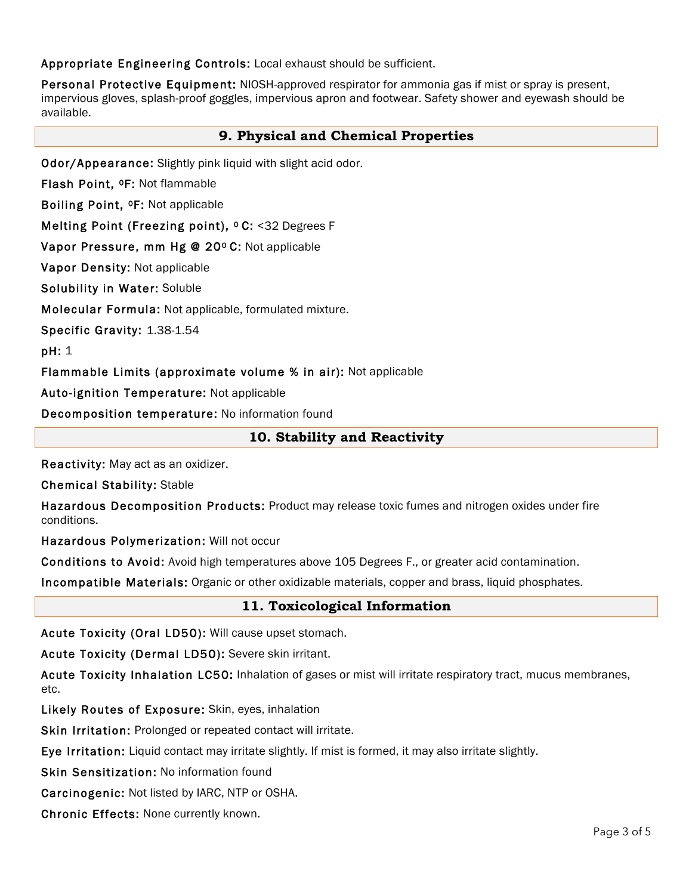**Appropriate Engineering Controls:** Local exhaust should be sufficient.

**Personal Protective Equipment:** NIOSH-approved respirator for ammonia gas if mist or spray is present, impervious gloves, splash-proof goggles, impervious apron and footwear. Safety shower and eyewash should be available.

## 9. Physical and Chemical Properties

**Odor/Appearance:** Slightly pink liquid with slight acid odor.

**Flash Point, ºF:** Not flammable

**Boiling Point, ºF:** Not applicable

**Melting Point (Freezing point), º C:** <32 Degrees F

**Vapor Pressure, mm Hg @ 20º C:** Not applicable

**Vapor Density:** Not applicable

**Solubility in Water:** Soluble

**Molecular Formula:** Not applicable, formulated mixture.

**Specific Gravity:** 1.38-1.54

**pH:** 1

**Flammable Limits (approximate volume % in air):** Not applicable

**Auto-ignition Temperature:** Not applicable

**Decomposition temperature:** No information found

## 10. Stability and Reactivity

**Reactivity:** May act as an oxidizer.

**Chemical Stability:** Stable

**Hazardous Decomposition Products:** Product may release toxic fumes and nitrogen oxides under fire conditions.

**Hazardous Polymerization:** Will not occur

**Conditions to Avoid:** Avoid high temperatures above 105 Degrees F., or greater acid contamination.

**Incompatible Materials:** Organic or other oxidizable materials, copper and brass, liquid phosphates.

## 11. Toxicological Information

**Acute Toxicity (Oral LD50):** Will cause upset stomach.

**Acute Toxicity (Dermal LD50):** Severe skin irritant.

**Acute Toxicity Inhalation LC50:** Inhalation of gases or mist will irritate respiratory tract, mucus membranes, etc.

**Likely Routes of Exposure:** Skin, eyes, inhalation

**Skin Irritation:** Prolonged or repeated contact will irritate.

**Eye Irritation:** Liquid contact may irritate slightly. If mist is formed, it may also irritate slightly.

**Skin Sensitization:** No information found

**Carcinogenic:** Not listed by IARC, NTP or OSHA.

**Chronic Effects:** None currently known.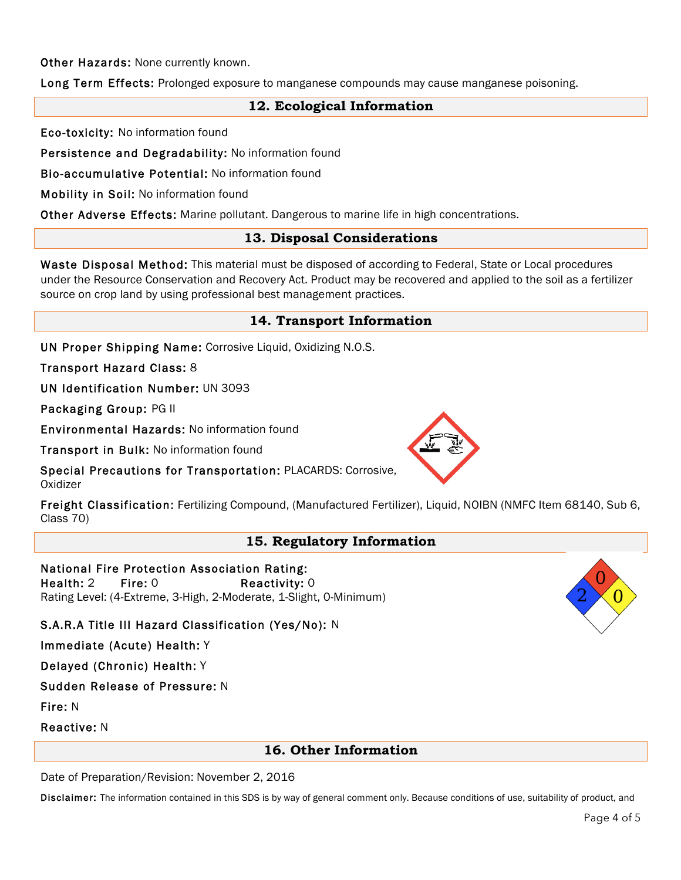**Other Hazards:** None currently known.

**Long Term Effects:** Prolonged exposure to manganese compounds may cause manganese poisoning.

## 12. Ecological Information

**Eco-toxicity:** No information found

**Persistence and Degradability:** No information found

**Bio-accumulative Potential:** No information found

**Mobility in Soil:** No information found

**Other Adverse Effects:** Marine pollutant. Dangerous to marine life in high concentrations.

## 13. Disposal Considerations

**Waste Disposal Method:** This material must be disposed of according to Federal, State or Local procedures under the Resource Conservation and Recovery Act. Product may be recovered and applied to the soil as a fertilizer source on crop land by using professional best management practices.

## 14. Transport Information

**UN Proper Shipping Name:** Corrosive Liquid, Oxidizing N.O.S.

**Transport Hazard Class:** 8

**UN Identification Number:** UN 3093

**Packaging Group:** PG II

**Environmental Hazards:** No information found

**Transport in Bulk:** No information found

**Special Precautions for Transportation:** PLACARDS: Corrosive, Oxidizer

**Freight Classification:** Fertilizing Compound, (Manufactured Fertilizer), Liquid, NOIBN (NMFC Item 68140, Sub 6, Class 70)

## 15. Regulatory Information

**National Fire Protection Association Rating:**
**Health:** 2 **Fire:** 0 **Reactivity:** 0
Rating Level: (4-Extreme, 3-High, 2-Moderate, 1-Slight, 0-Minimum)

**S.A.R.A Title III Hazard Classification (Yes/No):** N

**Immediate (Acute) Health:** Y

**Delayed (Chronic) Health:** Y

**Sudden Release of Pressure:** N

**Fire:** N

**Reactive:** N

## 16. Other Information

Date of Preparation/Revision: November 2, 2016

**Disclaimer:** The information contained in this SDS is by way of general comment only. Because conditions of use, suitability of product, and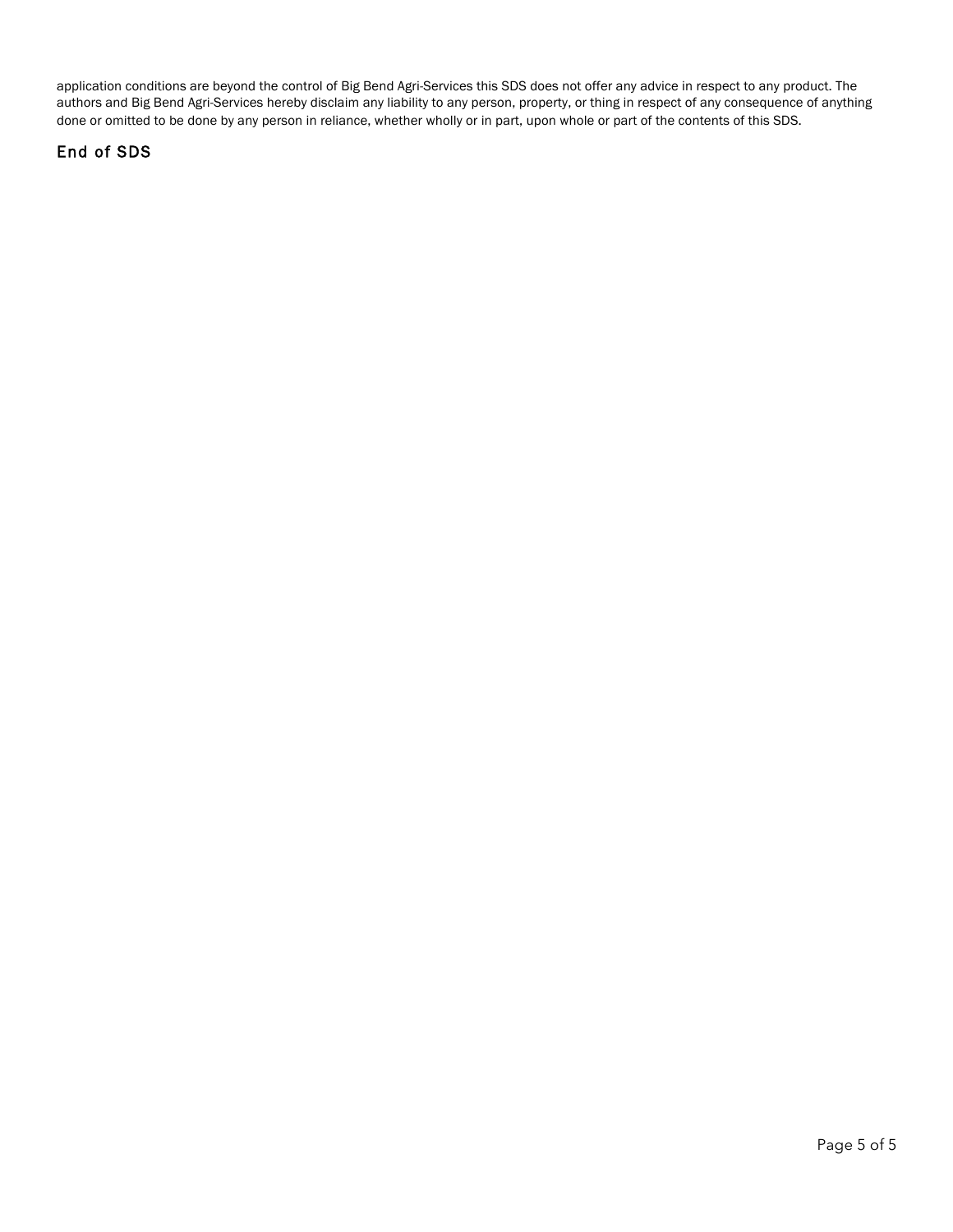application conditions are beyond the control of Big Bend Agri-Services this SDS does not offer any advice in respect to any product. The authors and Big Bend Agri-Services hereby disclaim any liability to any person, property, or thing in respect of any consequence of anything done or omitted to be done by any person in reliance, whether wholly or in part, upon whole or part of the contents of this SDS.

## End of SDS